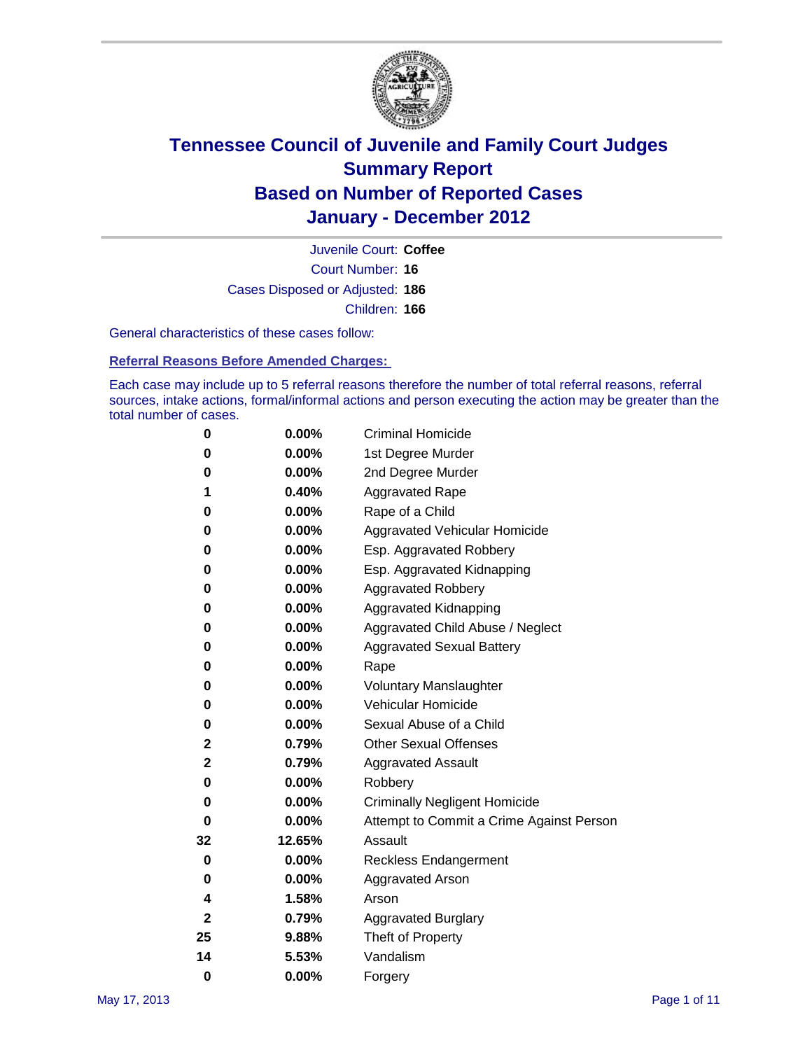# Tennessee Council of Juvenile and Family Court Judges
## Summary Report
## Based on Number of Reported Cases
## January - December 2012

Juvenile Court: **Coffee**

Court Number: **16**

Cases Disposed or Adjusted: **186**

Children: **166**

General characteristics of these cases follow:

### Referral Reasons Before Amended Charges:

Each case may include up to 5 referral reasons therefore the number of total referral reasons, referral sources, intake actions, formal/informal actions and person executing the action may be greater than the total number of cases.

| | | |
|---|---|---|
| 0 | 0.00% | Criminal Homicide |
| 0 | 0.00% | 1st Degree Murder |
| 0 | 0.00% | 2nd Degree Murder |
| 1 | 0.40% | Aggravated Rape |
| 0 | 0.00% | Rape of a Child |
| 0 | 0.00% | Aggravated Vehicular Homicide |
| 0 | 0.00% | Esp. Aggravated Robbery |
| 0 | 0.00% | Esp. Aggravated Kidnapping |
| 0 | 0.00% | Aggravated Robbery |
| 0 | 0.00% | Aggravated Kidnapping |
| 0 | 0.00% | Aggravated Child Abuse / Neglect |
| 0 | 0.00% | Aggravated Sexual Battery |
| 0 | 0.00% | Rape |
| 0 | 0.00% | Voluntary Manslaughter |
| 0 | 0.00% | Vehicular Homicide |
| 0 | 0.00% | Sexual Abuse of a Child |
| 2 | 0.79% | Other Sexual Offenses |
| 2 | 0.79% | Aggravated Assault |
| 0 | 0.00% | Robbery |
| 0 | 0.00% | Criminally Negligent Homicide |
| 0 | 0.00% | Attempt to Commit a Crime Against Person |
| 32 | 12.65% | Assault |
| 0 | 0.00% | Reckless Endangerment |
| 0 | 0.00% | Aggravated Arson |
| 4 | 1.58% | Arson |
| 2 | 0.79% | Aggravated Burglary |
| 25 | 9.88% | Theft of Property |
| 14 | 5.53% | Vandalism |
| 0 | 0.00% | Forgery |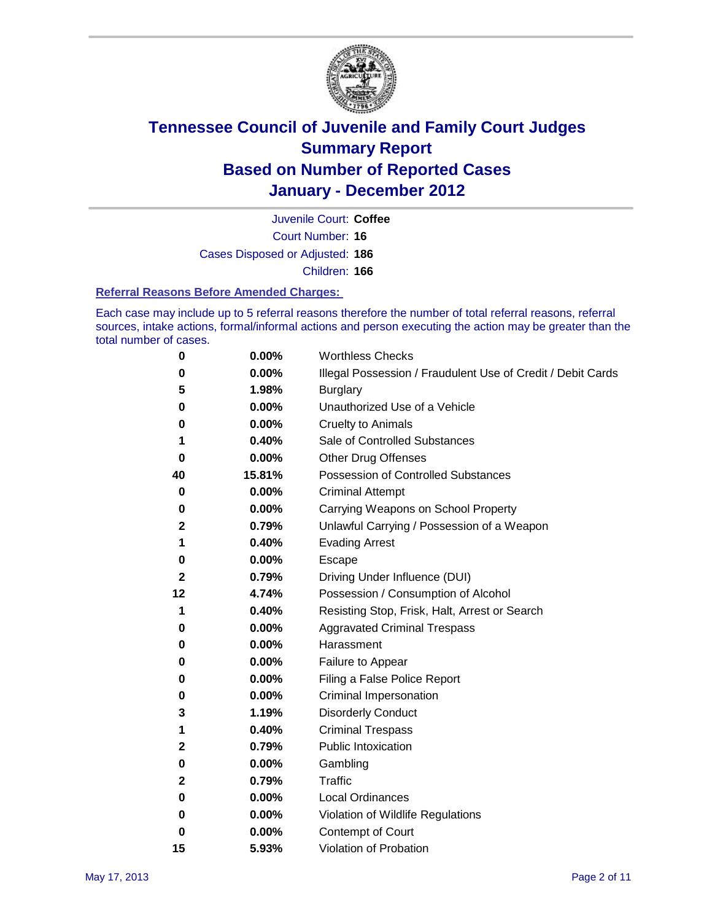# Tennessee Council of Juvenile and Family Court Judges
# Summary Report
# Based on Number of Reported Cases
# January - December 2012

Juvenile Court: **Coffee**

Court Number: **16**

Cases Disposed or Adjusted: **186**

Children: **166**

### Referral Reasons Before Amended Charges:

Each case may include up to 5 referral reasons therefore the number of total referral reasons, referral sources, intake actions, formal/informal actions and person executing the action may be greater than the total number of cases.

| Count | Percent | Referral Reason |
|---|---|---|
| 0 | 0.00% | Worthless Checks |
| 0 | 0.00% | Illegal Possession / Fraudulent Use of Credit / Debit Cards |
| 5 | 1.98% | Burglary |
| 0 | 0.00% | Unauthorized Use of a Vehicle |
| 0 | 0.00% | Cruelty to Animals |
| 1 | 0.40% | Sale of Controlled Substances |
| 0 | 0.00% | Other Drug Offenses |
| 40 | 15.81% | Possession of Controlled Substances |
| 0 | 0.00% | Criminal Attempt |
| 0 | 0.00% | Carrying Weapons on School Property |
| 2 | 0.79% | Unlawful Carrying / Possession of a Weapon |
| 1 | 0.40% | Evading Arrest |
| 0 | 0.00% | Escape |
| 2 | 0.79% | Driving Under Influence (DUI) |
| 12 | 4.74% | Possession / Consumption of Alcohol |
| 1 | 0.40% | Resisting Stop, Frisk, Halt, Arrest or Search |
| 0 | 0.00% | Aggravated Criminal Trespass |
| 0 | 0.00% | Harassment |
| 0 | 0.00% | Failure to Appear |
| 0 | 0.00% | Filing a False Police Report |
| 0 | 0.00% | Criminal Impersonation |
| 3 | 1.19% | Disorderly Conduct |
| 1 | 0.40% | Criminal Trespass |
| 2 | 0.79% | Public Intoxication |
| 0 | 0.00% | Gambling |
| 2 | 0.79% | Traffic |
| 0 | 0.00% | Local Ordinances |
| 0 | 0.00% | Violation of Wildlife Regulations |
| 0 | 0.00% | Contempt of Court |
| 15 | 5.93% | Violation of Probation |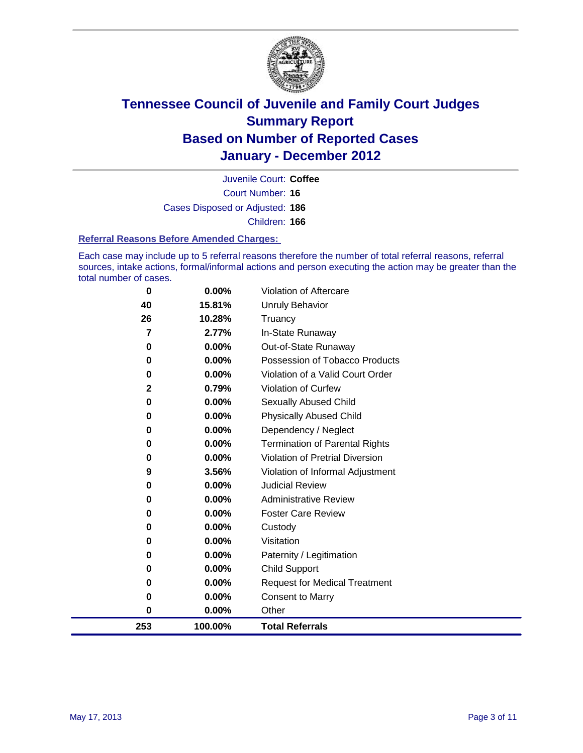# Tennessee Council of Juvenile and Family Court Judges
# Summary Report
# Based on Number of Reported Cases
# January - December 2012

Juvenile Court: **Coffee**

Court Number: **16**

Cases Disposed or Adjusted: **186**

Children: **166**

### Referral Reasons Before Amended Charges:

Each case may include up to 5 referral reasons therefore the number of total referral reasons, referral sources, intake actions, formal/informal actions and person executing the action may be greater than the total number of cases.

| Count | Percent | Referral Reason |
|---|---|---|
| 0 | 0.00% | Violation of Aftercare |
| 40 | 15.81% | Unruly Behavior |
| 26 | 10.28% | Truancy |
| 7 | 2.77% | In-State Runaway |
| 0 | 0.00% | Out-of-State Runaway |
| 0 | 0.00% | Possession of Tobacco Products |
| 0 | 0.00% | Violation of a Valid Court Order |
| 2 | 0.79% | Violation of Curfew |
| 0 | 0.00% | Sexually Abused Child |
| 0 | 0.00% | Physically Abused Child |
| 0 | 0.00% | Dependency / Neglect |
| 0 | 0.00% | Termination of Parental Rights |
| 0 | 0.00% | Violation of Pretrial Diversion |
| 9 | 3.56% | Violation of Informal Adjustment |
| 0 | 0.00% | Judicial Review |
| 0 | 0.00% | Administrative Review |
| 0 | 0.00% | Foster Care Review |
| 0 | 0.00% | Custody |
| 0 | 0.00% | Visitation |
| 0 | 0.00% | Paternity / Legitimation |
| 0 | 0.00% | Child Support |
| 0 | 0.00% | Request for Medical Treatment |
| 0 | 0.00% | Consent to Marry |
| 0 | 0.00% | Other |
| **253** | **100.00%** | **Total Referrals** |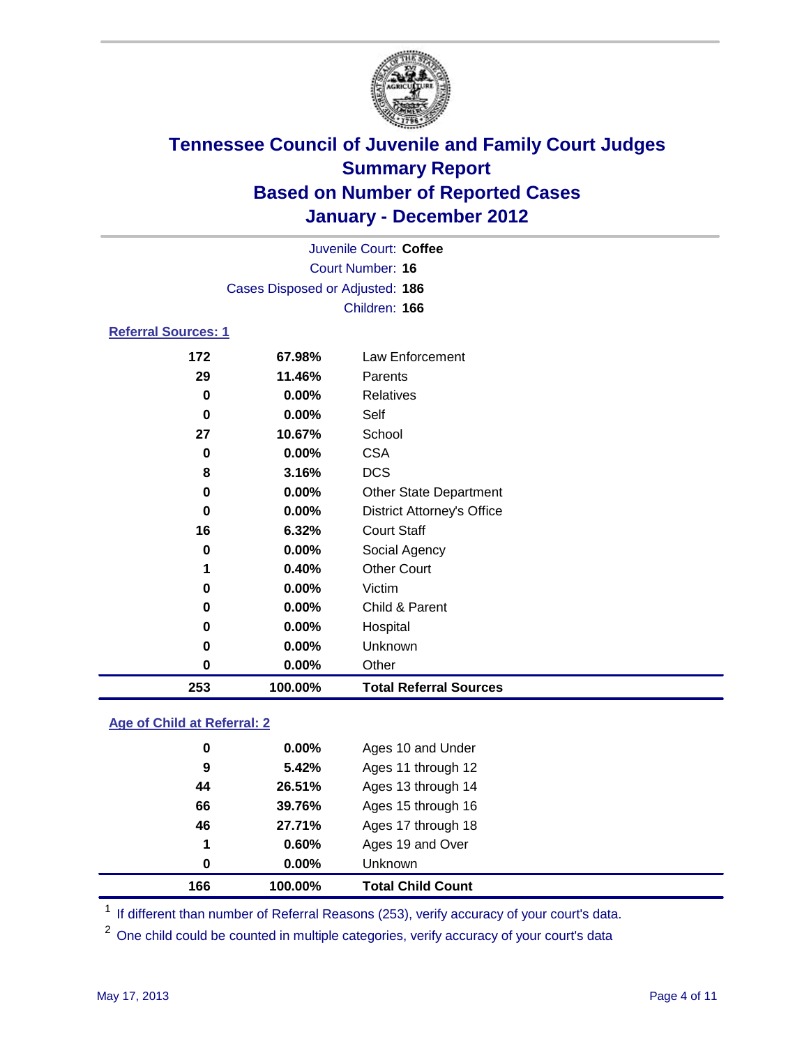# Tennessee Council of Juvenile and Family Court Judges
## Summary Report
## Based on Number of Reported Cases
## January - December 2012

Juvenile Court: **Coffee**
Court Number: **16**
Cases Disposed or Adjusted: **186**
Children: **166**

### Referral Sources: 1

| | | |
|---|---|---|
| 172 | 67.98% | Law Enforcement |
| 29 | 11.46% | Parents |
| 0 | 0.00% | Relatives |
| 0 | 0.00% | Self |
| 27 | 10.67% | School |
| 0 | 0.00% | CSA |
| 8 | 3.16% | DCS |
| 0 | 0.00% | Other State Department |
| 0 | 0.00% | District Attorney's Office |
| 16 | 6.32% | Court Staff |
| 0 | 0.00% | Social Agency |
| 1 | 0.40% | Other Court |
| 0 | 0.00% | Victim |
| 0 | 0.00% | Child & Parent |
| 0 | 0.00% | Hospital |
| 0 | 0.00% | Unknown |
| 0 | 0.00% | Other |
| **253** | **100.00%** | **Total Referral Sources** |

### Age of Child at Referral: 2

| | | |
|---|---|---|
| 0 | 0.00% | Ages 10 and Under |
| 9 | 5.42% | Ages 11 through 12 |
| 44 | 26.51% | Ages 13 through 14 |
| 66 | 39.76% | Ages 15 through 16 |
| 46 | 27.71% | Ages 17 through 18 |
| 1 | 0.60% | Ages 19 and Over |
| 0 | 0.00% | Unknown |
| **166** | **100.00%** | **Total Child Count** |

[1] If different than number of Referral Reasons (253), verify accuracy of your court's data.

[2] One child could be counted in multiple categories, verify accuracy of your court's data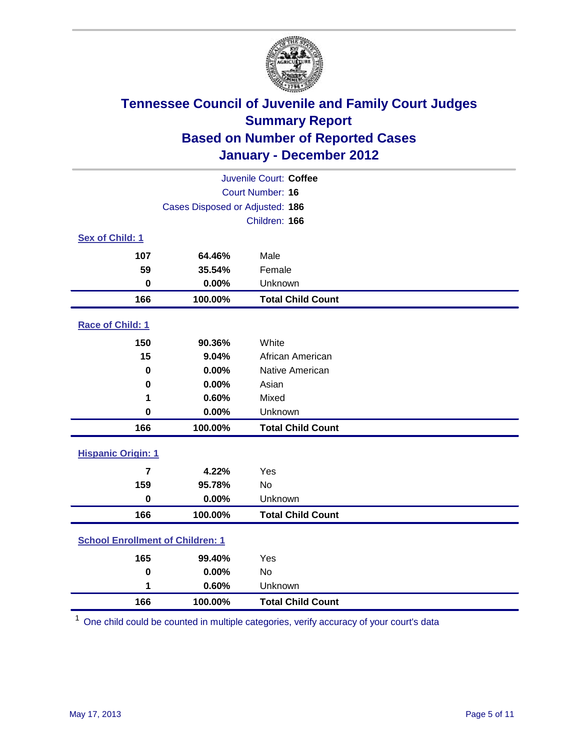# Tennessee Council of Juvenile and Family Court Judges
## Summary Report
## Based on Number of Reported Cases
## January - December 2012

Juvenile Court: **Coffee**
Court Number: **16**
Cases Disposed or Adjusted: **186**
Children: **166**

### Sex of Child: 1

| | | |
|---|---|---|
| 107 | 64.46% | Male |
| 59 | 35.54% | Female |
| 0 | 0.00% | Unknown |
| **166** | **100.00%** | **Total Child Count** |

### Race of Child: 1

| | | |
|---|---|---|
| 150 | 90.36% | White |
| 15 | 9.04% | African American |
| 0 | 0.00% | Native American |
| 0 | 0.00% | Asian |
| 1 | 0.60% | Mixed |
| 0 | 0.00% | Unknown |
| **166** | **100.00%** | **Total Child Count** |

### Hispanic Origin: 1

| | | |
|---|---|---|
| 7 | 4.22% | Yes |
| 159 | 95.78% | No |
| 0 | 0.00% | Unknown |
| **166** | **100.00%** | **Total Child Count** |

### School Enrollment of Children: 1

| | | |
|---|---|---|
| 165 | 99.40% | Yes |
| 0 | 0.00% | No |
| 1 | 0.60% | Unknown |
| **166** | **100.00%** | **Total Child Count** |

[1] One child could be counted in multiple categories, verify accuracy of your court's data

May 17, 2013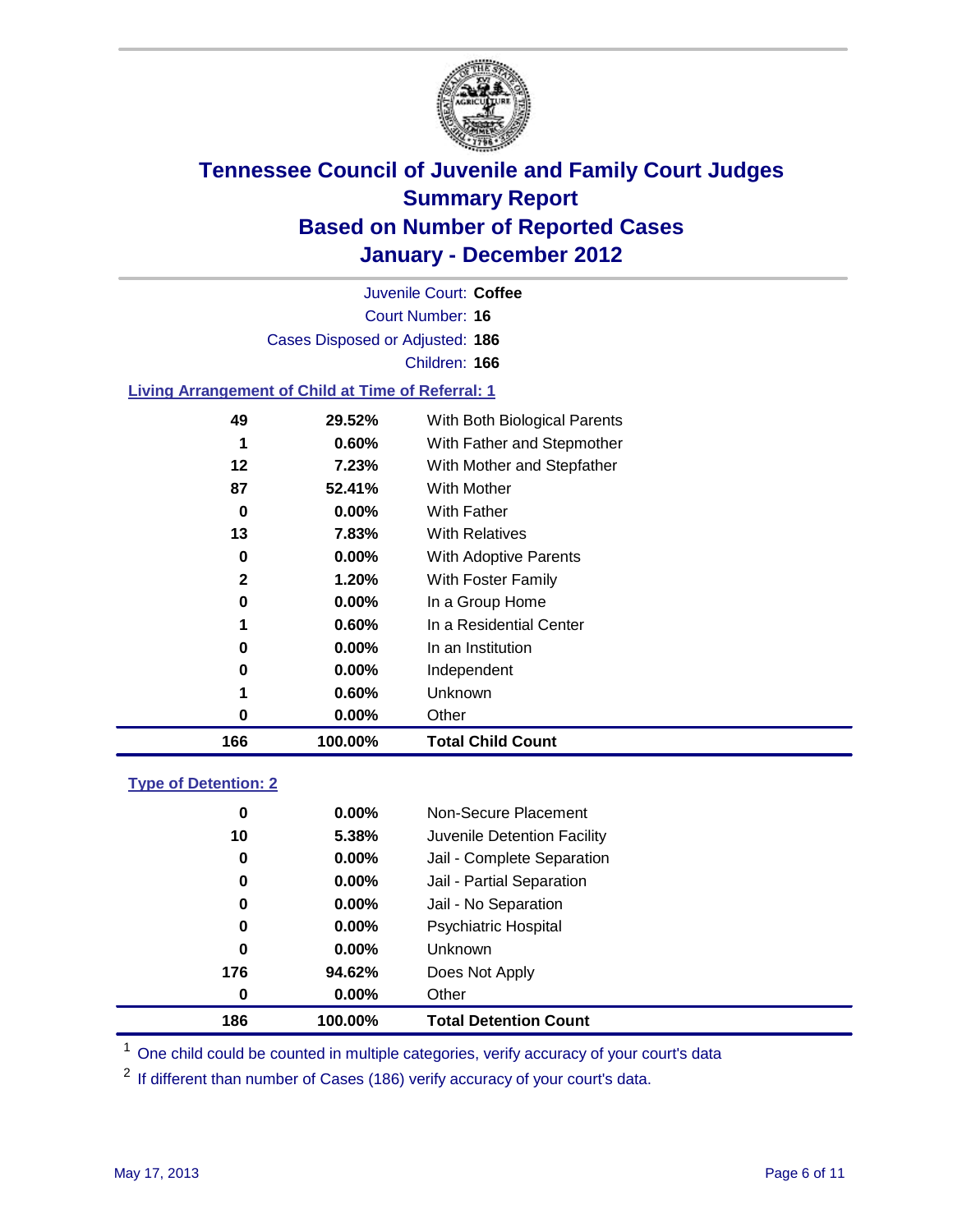# Tennessee Council of Juvenile and Family Court Judges
## Summary Report
## Based on Number of Reported Cases
## January - December 2012

Juvenile Court: **Coffee**

Court Number: **16**

Cases Disposed or Adjusted: **186**

Children: **166**

### Living Arrangement of Child at Time of Referral: 1

| | | |
|---|---|---|
| 49 | 29.52% | With Both Biological Parents |
| 1 | 0.60% | With Father and Stepmother |
| 12 | 7.23% | With Mother and Stepfather |
| 87 | 52.41% | With Mother |
| 0 | 0.00% | With Father |
| 13 | 7.83% | With Relatives |
| 0 | 0.00% | With Adoptive Parents |
| 2 | 1.20% | With Foster Family |
| 0 | 0.00% | In a Group Home |
| 1 | 0.60% | In a Residential Center |
| 0 | 0.00% | In an Institution |
| 0 | 0.00% | Independent |
| 1 | 0.60% | Unknown |
| 0 | 0.00% | Other |
| **166** | **100.00%** | **Total Child Count** |

### Type of Detention: 2

| | | |
|---|---|---|
| 0 | 0.00% | Non-Secure Placement |
| 10 | 5.38% | Juvenile Detention Facility |
| 0 | 0.00% | Jail - Complete Separation |
| 0 | 0.00% | Jail - Partial Separation |
| 0 | 0.00% | Jail - No Separation |
| 0 | 0.00% | Psychiatric Hospital |
| 0 | 0.00% | Unknown |
| 176 | 94.62% | Does Not Apply |
| 0 | 0.00% | Other |
| **186** | **100.00%** | **Total Detention Count** |

[1] One child could be counted in multiple categories, verify accuracy of your court's data

[2] If different than number of Cases (186) verify accuracy of your court's data.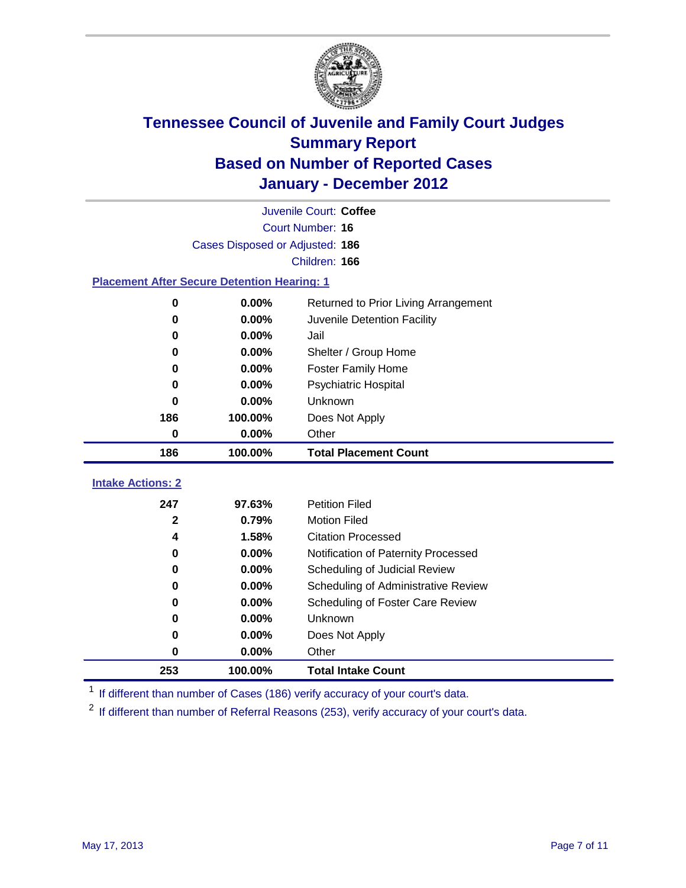# Tennessee Council of Juvenile and Family Court Judges
## Summary Report
## Based on Number of Reported Cases
## January - December 2012

Juvenile Court: **Coffee**

Court Number: **16**

Cases Disposed or Adjusted: **186**

Children: **166**

### Placement After Secure Detention Hearing: 1

| Count | Percent | Placement |
|---|---|---|
| 0 | 0.00% | Returned to Prior Living Arrangement |
| 0 | 0.00% | Juvenile Detention Facility |
| 0 | 0.00% | Jail |
| 0 | 0.00% | Shelter / Group Home |
| 0 | 0.00% | Foster Family Home |
| 0 | 0.00% | Psychiatric Hospital |
| 0 | 0.00% | Unknown |
| 186 | 100.00% | Does Not Apply |
| 0 | 0.00% | Other |
| **186** | **100.00%** | **Total Placement Count** |

### Intake Actions: 2

| Count | Percent | Intake Action |
|---|---|---|
| 247 | 97.63% | Petition Filed |
| 2 | 0.79% | Motion Filed |
| 4 | 1.58% | Citation Processed |
| 0 | 0.00% | Notification of Paternity Processed |
| 0 | 0.00% | Scheduling of Judicial Review |
| 0 | 0.00% | Scheduling of Administrative Review |
| 0 | 0.00% | Scheduling of Foster Care Review |
| 0 | 0.00% | Unknown |
| 0 | 0.00% | Does Not Apply |
| 0 | 0.00% | Other |
| **253** | **100.00%** | **Total Intake Count** |

[1] If different than number of Cases (186) verify accuracy of your court's data.

[2] If different than number of Referral Reasons (253), verify accuracy of your court's data.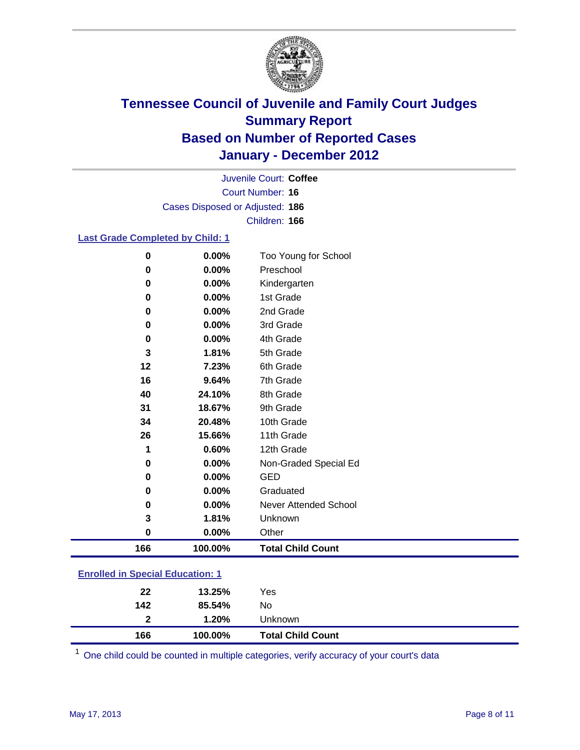# Tennessee Council of Juvenile and Family Court Judges
## Summary Report
## Based on Number of Reported Cases
## January - December 2012

Juvenile Court: **Coffee**
Court Number: **16**
Cases Disposed or Adjusted: **186**
Children: **166**

### Last Grade Completed by Child: 1

| Count | Percent | Category |
|---|---|---|
| 0 | 0.00% | Too Young for School |
| 0 | 0.00% | Preschool |
| 0 | 0.00% | Kindergarten |
| 0 | 0.00% | 1st Grade |
| 0 | 0.00% | 2nd Grade |
| 0 | 0.00% | 3rd Grade |
| 0 | 0.00% | 4th Grade |
| 3 | 1.81% | 5th Grade |
| 12 | 7.23% | 6th Grade |
| 16 | 9.64% | 7th Grade |
| 40 | 24.10% | 8th Grade |
| 31 | 18.67% | 9th Grade |
| 34 | 20.48% | 10th Grade |
| 26 | 15.66% | 11th Grade |
| 1 | 0.60% | 12th Grade |
| 0 | 0.00% | Non-Graded Special Ed |
| 0 | 0.00% | GED |
| 0 | 0.00% | Graduated |
| 0 | 0.00% | Never Attended School |
| 3 | 1.81% | Unknown |
| 0 | 0.00% | Other |
| **166** | **100.00%** | **Total Child Count** |

### Enrolled in Special Education: 1

| Count | Percent | Category |
|---|---|---|
| 22 | 13.25% | Yes |
| 142 | 85.54% | No |
| 2 | 1.20% | Unknown |
| **166** | **100.00%** | **Total Child Count** |

[1] One child could be counted in multiple categories, verify accuracy of your court's data

May 17, 2013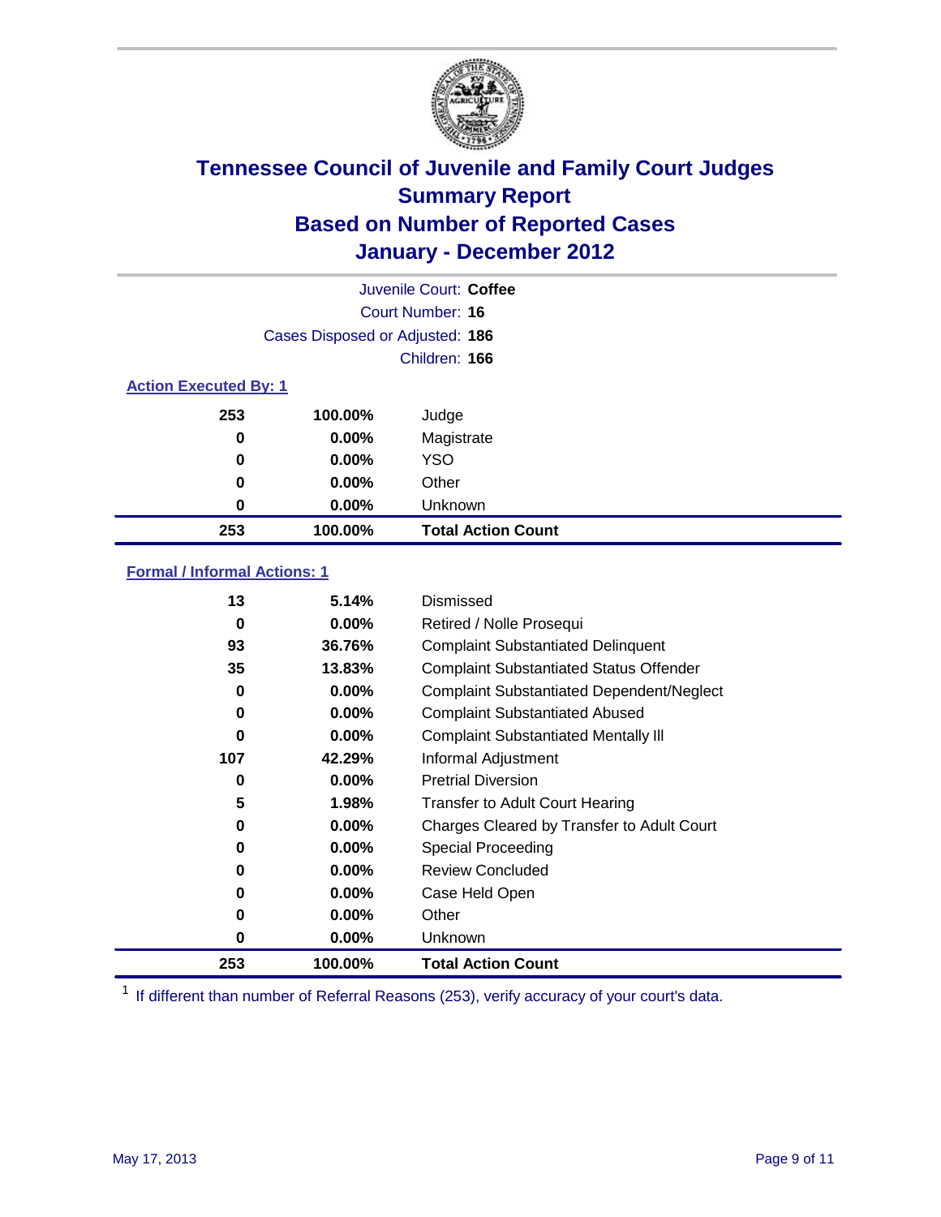# Tennessee Council of Juvenile and Family Court Judges
## Summary Report
## Based on Number of Reported Cases
## January - December 2012

Juvenile Court: **Coffee**
Court Number: **16**
Cases Disposed or Adjusted: **186**
Children: **166**

### Action Executed By: 1

| | | |
|---|---|---|
| 253 | 100.00% | Judge |
| 0 | 0.00% | Magistrate |
| 0 | 0.00% | YSO |
| 0 | 0.00% | Other |
| 0 | 0.00% | Unknown |
| **253** | **100.00%** | **Total Action Count** |

### Formal / Informal Actions: 1

| | | |
|---|---|---|
| 13 | 5.14% | Dismissed |
| 0 | 0.00% | Retired / Nolle Prosequi |
| 93 | 36.76% | Complaint Substantiated Delinquent |
| 35 | 13.83% | Complaint Substantiated Status Offender |
| 0 | 0.00% | Complaint Substantiated Dependent/Neglect |
| 0 | 0.00% | Complaint Substantiated Abused |
| 0 | 0.00% | Complaint Substantiated Mentally Ill |
| 107 | 42.29% | Informal Adjustment |
| 0 | 0.00% | Pretrial Diversion |
| 5 | 1.98% | Transfer to Adult Court Hearing |
| 0 | 0.00% | Charges Cleared by Transfer to Adult Court |
| 0 | 0.00% | Special Proceeding |
| 0 | 0.00% | Review Concluded |
| 0 | 0.00% | Case Held Open |
| 0 | 0.00% | Other |
| 0 | 0.00% | Unknown |
| **253** | **100.00%** | **Total Action Count** |

[1] If different than number of Referral Reasons (253), verify accuracy of your court's data.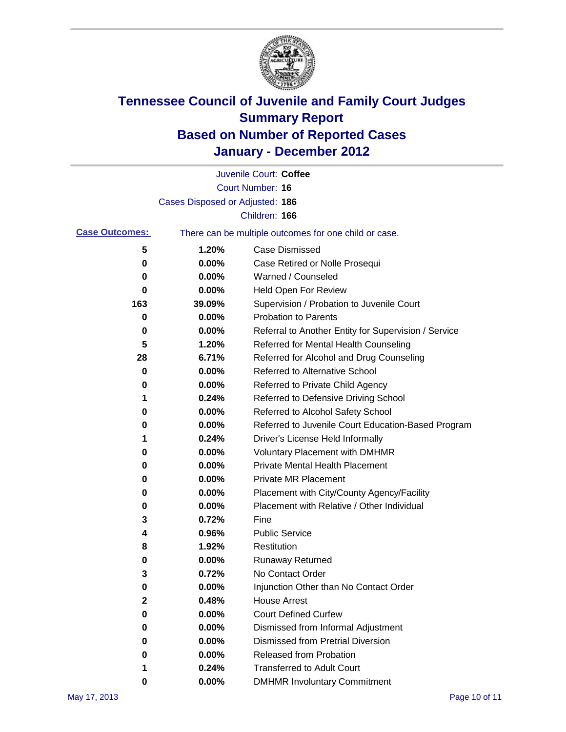# Tennessee Council of Juvenile and Family Court Judges
## Summary Report
## Based on Number of Reported Cases
## January - December 2012

Juvenile Court: **Coffee**
Court Number: **16**
Cases Disposed or Adjusted: **186**
Children: **166**

**Case Outcomes:** There can be multiple outcomes for one child or case.

| Count | Percent | Outcome |
|---|---|---|
| 5 | 1.20% | Case Dismissed |
| 0 | 0.00% | Case Retired or Nolle Prosequi |
| 0 | 0.00% | Warned / Counseled |
| 0 | 0.00% | Held Open For Review |
| 163 | 39.09% | Supervision / Probation to Juvenile Court |
| 0 | 0.00% | Probation to Parents |
| 0 | 0.00% | Referral to Another Entity for Supervision / Service |
| 5 | 1.20% | Referred for Mental Health Counseling |
| 28 | 6.71% | Referred for Alcohol and Drug Counseling |
| 0 | 0.00% | Referred to Alternative School |
| 0 | 0.00% | Referred to Private Child Agency |
| 1 | 0.24% | Referred to Defensive Driving School |
| 0 | 0.00% | Referred to Alcohol Safety School |
| 0 | 0.00% | Referred to Juvenile Court Education-Based Program |
| 1 | 0.24% | Driver's License Held Informally |
| 0 | 0.00% | Voluntary Placement with DMHMR |
| 0 | 0.00% | Private Mental Health Placement |
| 0 | 0.00% | Private MR Placement |
| 0 | 0.00% | Placement with City/County Agency/Facility |
| 0 | 0.00% | Placement with Relative / Other Individual |
| 3 | 0.72% | Fine |
| 4 | 0.96% | Public Service |
| 8 | 1.92% | Restitution |
| 0 | 0.00% | Runaway Returned |
| 3 | 0.72% | No Contact Order |
| 0 | 0.00% | Injunction Other than No Contact Order |
| 2 | 0.48% | House Arrest |
| 0 | 0.00% | Court Defined Curfew |
| 0 | 0.00% | Dismissed from Informal Adjustment |
| 0 | 0.00% | Dismissed from Pretrial Diversion |
| 0 | 0.00% | Released from Probation |
| 1 | 0.24% | Transferred to Adult Court |
| 0 | 0.00% | DMHMR Involuntary Commitment |

May 17, 2013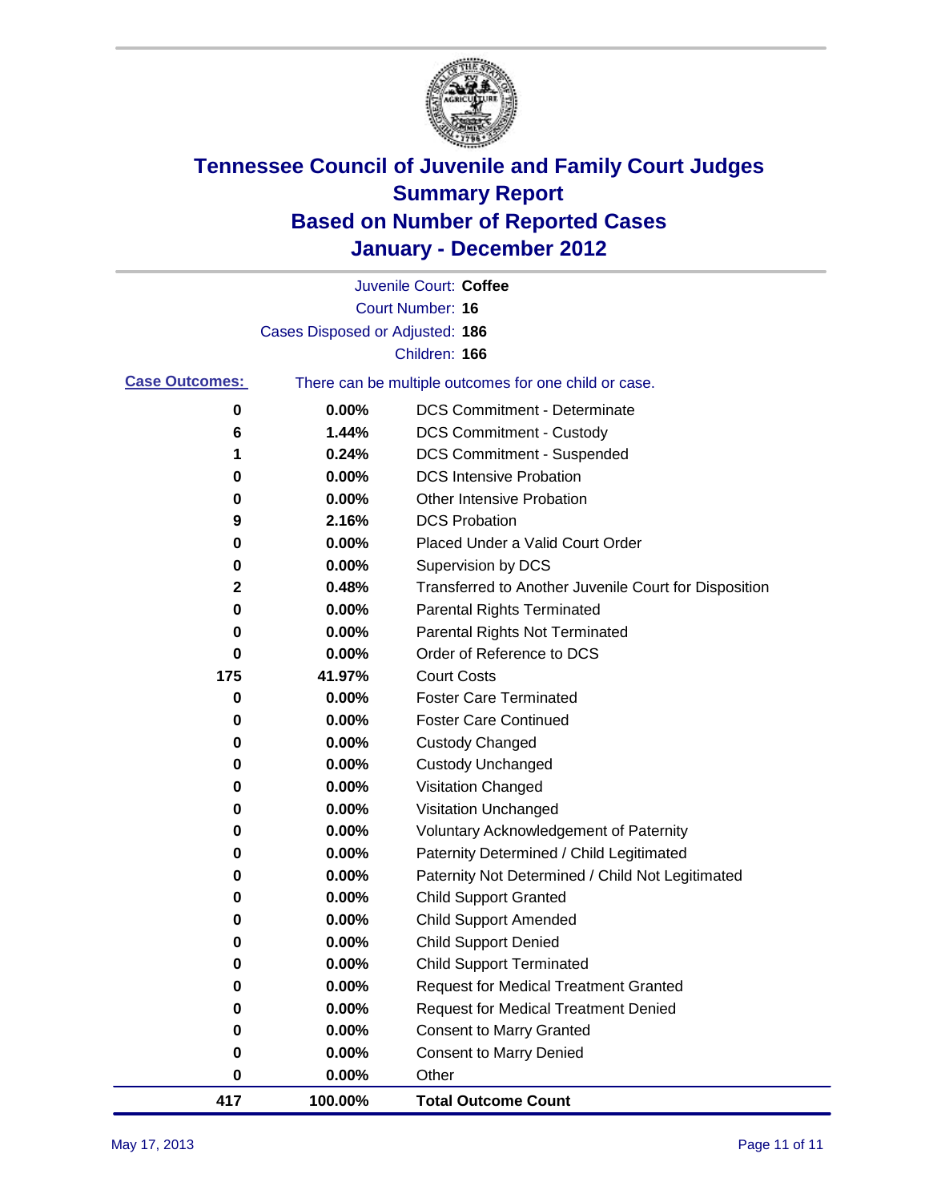# Tennessee Council of Juvenile and Family Court Judges
## Summary Report
## Based on Number of Reported Cases
## January - December 2012

Juvenile Court: **Coffee**

Court Number: **16**

Cases Disposed or Adjusted: **186**

Children: **166**

**Case Outcomes:** There can be multiple outcomes for one child or case.

| | | |
|---|---|---|
| 0 | 0.00% | DCS Commitment - Determinate |
| 6 | 1.44% | DCS Commitment - Custody |
| 1 | 0.24% | DCS Commitment - Suspended |
| 0 | 0.00% | DCS Intensive Probation |
| 0 | 0.00% | Other Intensive Probation |
| 9 | 2.16% | DCS Probation |
| 0 | 0.00% | Placed Under a Valid Court Order |
| 0 | 0.00% | Supervision by DCS |
| 2 | 0.48% | Transferred to Another Juvenile Court for Disposition |
| 0 | 0.00% | Parental Rights Terminated |
| 0 | 0.00% | Parental Rights Not Terminated |
| 0 | 0.00% | Order of Reference to DCS |
| 175 | 41.97% | Court Costs |
| 0 | 0.00% | Foster Care Terminated |
| 0 | 0.00% | Foster Care Continued |
| 0 | 0.00% | Custody Changed |
| 0 | 0.00% | Custody Unchanged |
| 0 | 0.00% | Visitation Changed |
| 0 | 0.00% | Visitation Unchanged |
| 0 | 0.00% | Voluntary Acknowledgement of Paternity |
| 0 | 0.00% | Paternity Determined / Child Legitimated |
| 0 | 0.00% | Paternity Not Determined / Child Not Legitimated |
| 0 | 0.00% | Child Support Granted |
| 0 | 0.00% | Child Support Amended |
| 0 | 0.00% | Child Support Denied |
| 0 | 0.00% | Child Support Terminated |
| 0 | 0.00% | Request for Medical Treatment Granted |
| 0 | 0.00% | Request for Medical Treatment Denied |
| 0 | 0.00% | Consent to Marry Granted |
| 0 | 0.00% | Consent to Marry Denied |
| 0 | 0.00% | Other |
| **417** | **100.00%** | **Total Outcome Count** |

May 17, 2013